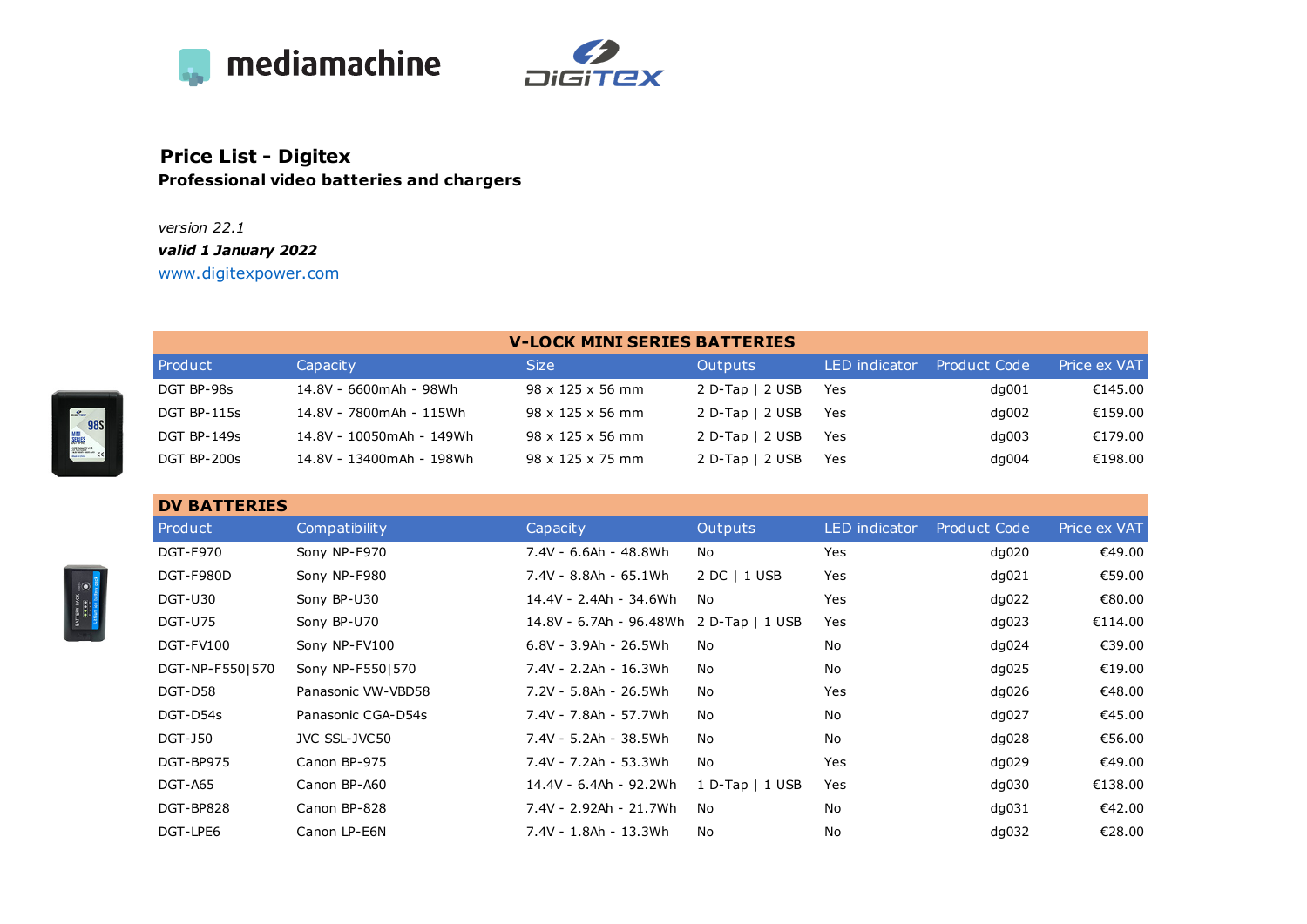# Price List - Digitex

**Professional video batteries and chargers**

*version 22.1*

***valid 1 January 2022***

www.digitexpower.com

| V-LOCK MINI SERIES BATTERIES | | | | | | |
|---|---|---|---|---|---|---|
| Product | Capacity | Size | Outputs | LED indicator | Product Code | Price ex VAT |
| DGT BP-98s | 14.8V - 6600mAh - 98Wh | 98 x 125 x 56 mm | 2 D-Tap \| 2 USB | Yes | dg001 | €145.00 |
| DGT BP-115s | 14.8V - 7800mAh - 115Wh | 98 x 125 x 56 mm | 2 D-Tap \| 2 USB | Yes | dg002 | €159.00 |
| DGT BP-149s | 14.8V - 10050mAh - 149Wh | 98 x 125 x 56 mm | 2 D-Tap \| 2 USB | Yes | dg003 | €179.00 |
| DGT BP-200s | 14.8V - 13400mAh - 198Wh | 98 x 125 x 75 mm | 2 D-Tap \| 2 USB | Yes | dg004 | €198.00 |

| DV BATTERIES | | | | | | |
|---|---|---|---|---|---|---|
| Product | Compatibility | Capacity | Outputs | LED indicator | Product Code | Price ex VAT |
| DGT-F970 | Sony NP-F970 | 7.4V - 6.6Ah - 48.8Wh | No | Yes | dg020 | €49.00 |
| DGT-F980D | Sony NP-F980 | 7.4V - 8.8Ah - 65.1Wh | 2 DC \| 1 USB | Yes | dg021 | €59.00 |
| DGT-U30 | Sony BP-U30 | 14.4V - 2.4Ah - 34.6Wh | No | Yes | dg022 | €80.00 |
| DGT-U75 | Sony BP-U70 | 14.8V - 6.7Ah - 96.48Wh | 2 D-Tap \| 1 USB | Yes | dg023 | €114.00 |
| DGT-FV100 | Sony NP-FV100 | 6.8V - 3.9Ah - 26.5Wh | No | No | dg024 | €39.00 |
| DGT-NP-F550\|570 | Sony NP-F550\|570 | 7.4V - 2.2Ah - 16.3Wh | No | No | dg025 | €19.00 |
| DGT-D58 | Panasonic VW-VBD58 | 7.2V - 5.8Ah - 26.5Wh | No | Yes | dg026 | €48.00 |
| DGT-D54s | Panasonic CGA-D54s | 7.4V - 7.8Ah - 57.7Wh | No | No | dg027 | €45.00 |
| DGT-J50 | JVC SSL-JVC50 | 7.4V - 5.2Ah - 38.5Wh | No | No | dg028 | €56.00 |
| DGT-BP975 | Canon BP-975 | 7.4V - 7.2Ah - 53.3Wh | No | Yes | dg029 | €49.00 |
| DGT-A65 | Canon BP-A60 | 14.4V - 6.4Ah - 92.2Wh | 1 D-Tap \| 1 USB | Yes | dg030 | €138.00 |
| DGT-BP828 | Canon BP-828 | 7.4V - 2.92Ah - 21.7Wh | No | No | dg031 | €42.00 |
| DGT-LPE6 | Canon LP-E6N | 7.4V - 1.8Ah - 13.3Wh | No | No | dg032 | €28.00 |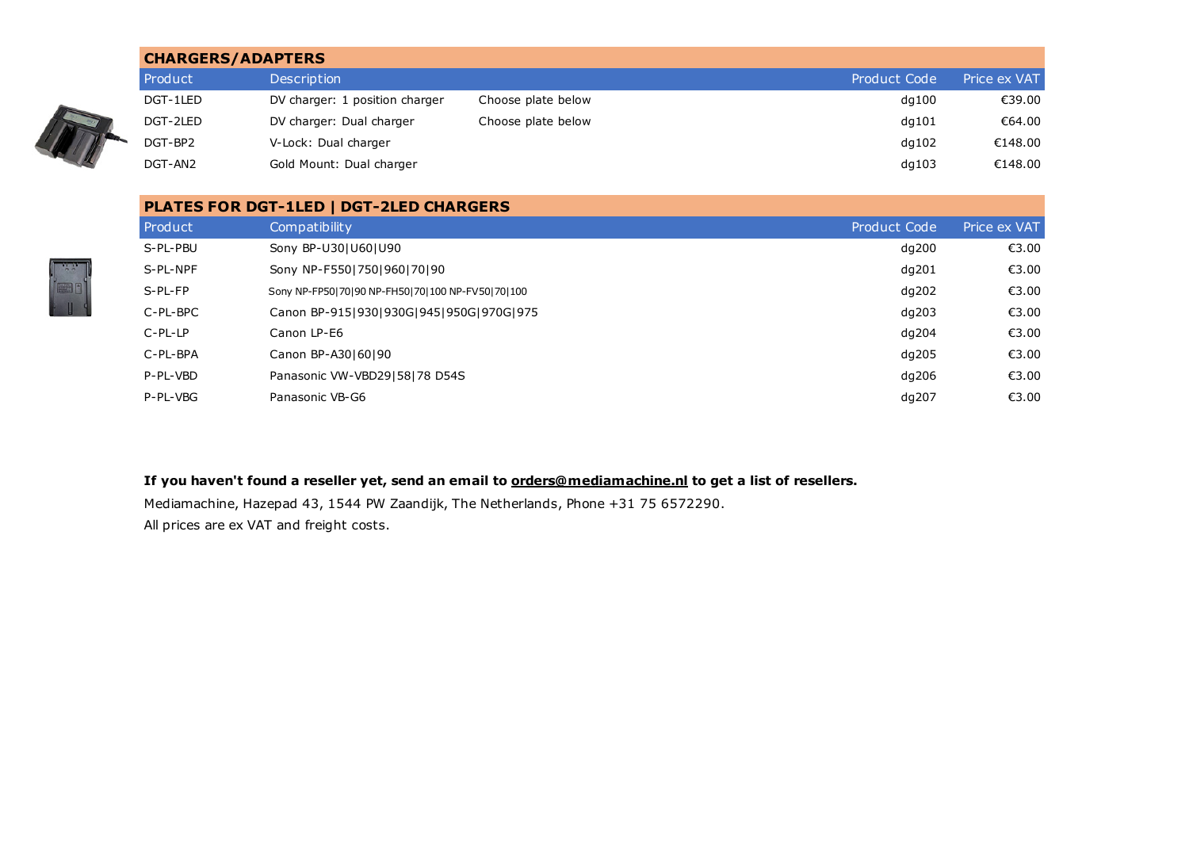## CHARGERS/ADAPTERS

| Product | Description | | Product Code | Price ex VAT |
|---|---|---|---|---|
| DGT-1LED | DV charger: 1 position charger | Choose plate below | dg100 | €39.00 |
| DGT-2LED | DV charger: Dual charger | Choose plate below | dg101 | €64.00 |
| DGT-BP2 | V-Lock: Dual charger | | dg102 | €148.00 |
| DGT-AN2 | Gold Mount: Dual charger | | dg103 | €148.00 |

## PLATES FOR DGT-1LED | DGT-2LED CHARGERS

| Product | Compatibility | Product Code | Price ex VAT |
|---|---|---|---|
| S-PL-PBU | Sony BP-U30\|U60\|U90 | dg200 | €3.00 |
| S-PL-NPF | Sony NP-F550\|750\|960\|70\|90 | dg201 | €3.00 |
| S-PL-FP | Sony NP-FP50\|70\|90 NP-FH50\|70\|100 NP-FV50\|70\|100 | dg202 | €3.00 |
| C-PL-BPC | Canon BP-915\|930\|930G\|945\|950G\|970G\|975 | dg203 | €3.00 |
| C-PL-LP | Canon LP-E6 | dg204 | €3.00 |
| C-PL-BPA | Canon BP-A30\|60\|90 | dg205 | €3.00 |
| P-PL-VBD | Panasonic VW-VBD29\|58\|78 D54S | dg206 | €3.00 |
| P-PL-VBG | Panasonic VB-G6 | dg207 | €3.00 |

**If you haven't found a reseller yet, send an email to orders@mediamachine.nl to get a list of resellers.**

Mediamachine, Hazepad 43, 1544 PW Zaandijk, The Netherlands, Phone +31 75 6572290.

All prices are ex VAT and freight costs.